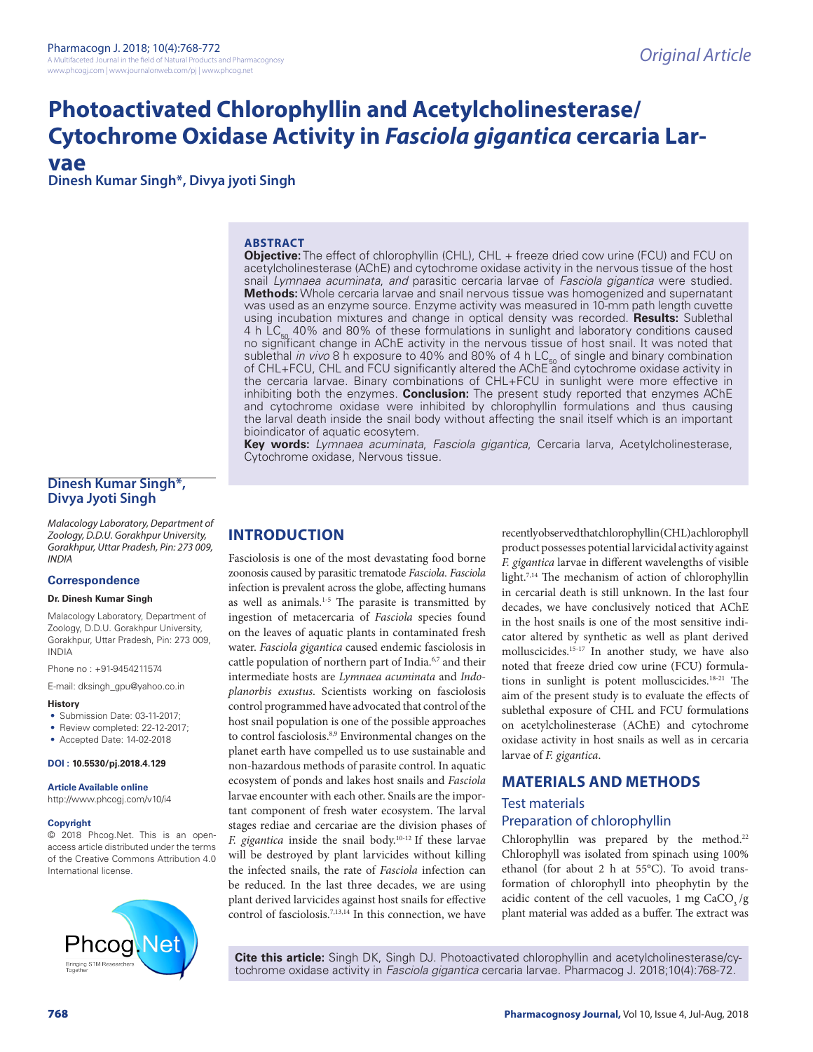# Photoactivated Chlorophyllin and Acetylcholinesterase/ Cytochrome Oxidase Activity in *Fasciola gigantica* cercaria Larvae

**Dinesh Kumar Singh\*, Divya jyoti Singh**

## ABSTRACT

**Objective:** The effect of chlorophyllin (CHL), CHL + freeze dried cow urine (FCU) and FCU on acetylcholinesterase (AChE) and cytochrome oxidase activity in the nervous tissue of the host snail *Lymnaea acuminata*, *and* parasitic cercaria larvae of *Fasciola gigantica* were studied. **Methods:** Whole cercaria larvae and snail nervous tissue was homogenized and supernatant was used as an enzyme source. Enzyme activity was measured in 10-mm path length cuvette using incubation mixtures and change in optical density was recorded. **Results:** Sublethal 4 h $LC_{50}$ 40% and 80% of these formulations in sunlight and laboratory conditions caused no significant change in AChE activity in the nervous tissue of host snail. It was noted that sublethal *in vivo* 8 h exposure to 40% and 80% of 4 h $LC_{50}$ of single and binary combination of CHL+FCU, CHL and FCU significantly altered the AChE and cytochrome oxidase activity in the cercaria larvae. Binary combinations of CHL+FCU in sunlight were more effective in inhibiting both the enzymes. **Conclusion:** The present study reported that enzymes AChE and cytochrome oxidase were inhibited by chlorophyllin formulations and thus causing the larval death inside the snail body without affecting the snail itself which is an important bioindicator of aquatic ecosytem.

**Key words:** *Lymnaea acuminata*, *Fasciola gigantica*, Cercaria larva, Acetylcholinesterase, Cytochrome oxidase, Nervous tissue.

**Dinesh Kumar Singh\*, Divya Jyoti Singh**

*Malacology Laboratory, Department of Zoology, D.D.U. Gorakhpur University, Gorakhpur, Uttar Pradesh, Pin: 273 009, INDIA*

**Correspondence**

**Dr. Dinesh Kumar Singh**

Malacology Laboratory, Department of Zoology, D.D.U. Gorakhpur University, Gorakhpur, Uttar Pradesh, Pin: 273 009, INDIA

Phone no : +91-9454211574

E-mail: dksingh_gpu@yahoo.co.in

**History**

- Submission Date: 03-11-2017;
- Review completed: 22-12-2017;
- Accepted Date: 14-02-2018

**DOI : 10.5530/pj.2018.4.129**

**Article Available online**

http://www.phcogj.com/v10/i4

**Copyright**

© 2018 Phcog.Net. This is an open-access article distributed under the terms of the Creative Commons Attribution 4.0 International license.

**Cite this article:** Singh DK, Singh DJ. Photoactivated chlorophyllin and acetylcholinesterase/cytochrome oxidase activity in *Fasciola gigantica* cercaria larvae. Pharmacog J. 2018;10(4):768-72.

## INTRODUCTION

Fasciolosis is one of the most devastating food borne zoonosis caused by parasitic trematode *Fasciola*. *Fasciola* infection is prevalent across the globe, affecting humans as well as animals.[1-5] The parasite is transmitted by ingestion of metacercaria of *Fasciola* species found on the leaves of aquatic plants in contaminated fresh water. *Fasciola gigantica* caused endemic fasciolosis in cattle population of northern part of India.[6,7] and their intermediate hosts are *Lymnaea acuminata* and *Indoplanorbis exustus*. Scientists working on fasciolosis control programmed have advocated that control of the host snail population is one of the possible approaches to control fasciolosis.[8,9] Environmental changes on the planet earth have compelled us to use sustainable and non-hazardous methods of parasite control. In aquatic ecosystem of ponds and lakes host snails and *Fasciola* larvae encounter with each other. Snails are the important component of fresh water ecosystem. The larval stages rediae and cercariae are the division phases of *F. gigantica* inside the snail body.[10-12] If these larvae will be destroyed by plant larvicides without killing the infected snails, the rate of *Fasciola* infection can be reduced. In the last three decades, we are using plant derived larvicides against host snails for effective control of fasciolosis.[7,13,14] In this connection, we have recently observed that chlorophyllin (CHL) a chlorophyll product possesses potential larvicidal activity against *F. gigantica* larvae in different wavelengths of visible light.[7,14] The mechanism of action of chlorophyllin in cercarial death is still unknown. In the last four decades, we have conclusively noticed that AChE in the host snails is one of the most sensitive indicator altered by synthetic as well as plant derived molluscicides.[15-17] In another study, we have also noted that freeze dried cow urine (FCU) formulations in sunlight is potent molluscicides.[18-21] The aim of the present study is to evaluate the effects of sublethal exposure of CHL and FCU formulations on acetylcholinesterase (AChE) and cytochrome oxidase activity in host snails as well as in cercaria larvae of *F. gigantica*.

## MATERIALS AND METHODS

### Test materials

### Preparation of chlorophyllin

Chlorophyllin was prepared by the method.[22] Chlorophyll was isolated from spinach using 100% ethanol (for about 2 h at 55°C). To avoid transformation of chlorophyll into pheophytin by the acidic content of the cell vacuoles, 1 mg $CaCO_3$/g plant material was added as a buffer. The extract was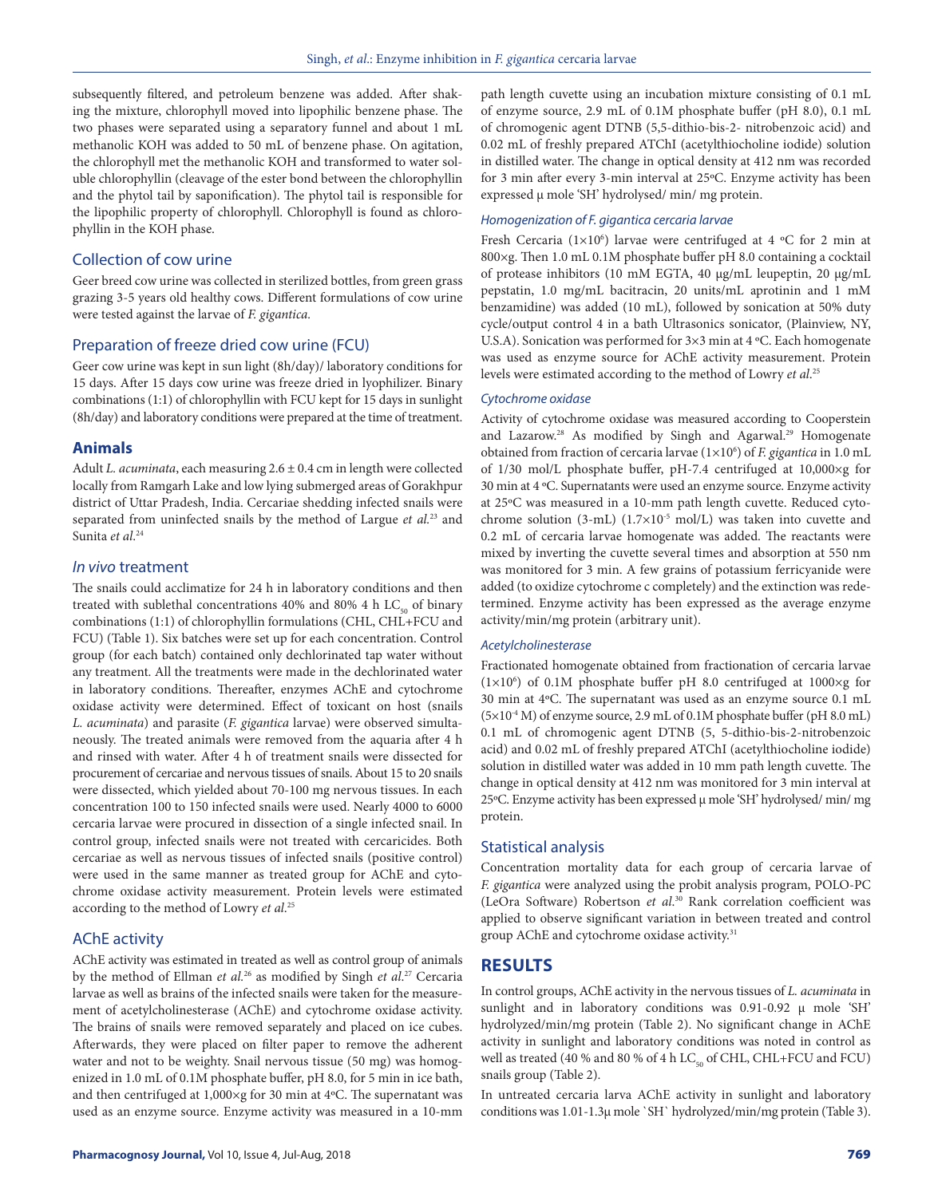subsequently filtered, and petroleum benzene was added. After shaking the mixture, chlorophyll moved into lipophilic benzene phase. The two phases were separated using a separatory funnel and about 1 mL methanolic KOH was added to 50 mL of benzene phase. On agitation, the chlorophyll met the methanolic KOH and transformed to water soluble chlorophyllin (cleavage of the ester bond between the chlorophyllin and the phytol tail by saponification). The phytol tail is responsible for the lipophilic property of chlorophyll. Chlorophyll is found as chlorophyllin in the KOH phase.

## Collection of cow urine

Geer breed cow urine was collected in sterilized bottles, from green grass grazing 3-5 years old healthy cows. Different formulations of cow urine were tested against the larvae of *F. gigantica*.

## Preparation of freeze dried cow urine (FCU)

Geer cow urine was kept in sun light (8h/day)/ laboratory conditions for 15 days. After 15 days cow urine was freeze dried in lyophilizer. Binary combinations (1:1) of chlorophyllin with FCU kept for 15 days in sunlight (8h/day) and laboratory conditions were prepared at the time of treatment.

### Animals

Adult *L. acuminata*, each measuring 2.6 ± 0.4 cm in length were collected locally from Ramgarh Lake and low lying submerged areas of Gorakhpur district of Uttar Pradesh, India. Cercariae shedding infected snails were separated from uninfected snails by the method of Largue *et al.*[23] and Sunita *et al.*[24]

## *In vivo* treatment

The snails could acclimatize for 24 h in laboratory conditions and then treated with sublethal concentrations 40% and 80% 4 h $LC_{50}$ of binary combinations (1:1) of chlorophyllin formulations (CHL, CHL+FCU and FCU) (Table 1). Six batches were set up for each concentration. Control group (for each batch) contained only dechlorinated tap water without any treatment. All the treatments were made in the dechlorinated water in laboratory conditions. Thereafter, enzymes AChE and cytochrome oxidase activity were determined. Effect of toxicant on host (snails *L. acuminata*) and parasite (*F. gigantica* larvae) were observed simultaneously. The treated animals were removed from the aquaria after 4 h and rinsed with water. After 4 h of treatment snails were dissected for procurement of cercariae and nervous tissues of snails. About 15 to 20 snails were dissected, which yielded about 70-100 mg nervous tissues. In each concentration 100 to 150 infected snails were used. Nearly 4000 to 6000 cercaria larvae were procured in dissection of a single infected snail. In control group, infected snails were not treated with cercaricides. Both cercariae as well as nervous tissues of infected snails (positive control) were used in the same manner as treated group for AChE and cytochrome oxidase activity measurement. Protein levels were estimated according to the method of Lowry *et al.*[25]

## AChE activity

AChE activity was estimated in treated as well as control group of animals by the method of Ellman *et al.*[26] as modified by Singh *et al.*[27] Cercaria larvae as well as brains of the infected snails were taken for the measurement of acetylcholinesterase (AChE) and cytochrome oxidase activity. The brains of snails were removed separately and placed on ice cubes. Afterwards, they were placed on filter paper to remove the adherent water and not to be weighty. Snail nervous tissue (50 mg) was homogenized in 1.0 mL of 0.1M phosphate buffer, pH 8.0, for 5 min in ice bath, and then centrifuged at 1,000×g for 30 min at 4ºC. The supernatant was used as an enzyme source. Enzyme activity was measured in a 10-mm path length cuvette using an incubation mixture consisting of 0.1 mL of enzyme source, 2.9 mL of 0.1M phosphate buffer (pH 8.0), 0.1 mL of chromogenic agent DTNB (5,5-dithio-bis-2- nitrobenzoic acid) and 0.02 mL of freshly prepared ATChI (acetylthiocholine iodide) solution in distilled water. The change in optical density at 412 nm was recorded for 3 min after every 3-min interval at 25ºC. Enzyme activity has been expressed µ mole 'SH' hydrolysed/ min/ mg protein.

### *Homogenization of F. gigantica cercaria larvae*

Fresh Cercaria ($1\times10^6$) larvae were centrifuged at 4 ºC for 2 min at 800×g. Then 1.0 mL 0.1M phosphate buffer pH 8.0 containing a cocktail of protease inhibitors (10 mM EGTA, 40 µg/mL leupeptin, 20 µg/mL pepstatin, 1.0 mg/mL bacitracin, 20 units/mL aprotinin and 1 mM benzamidine) was added (10 mL), followed by sonication at 50% duty cycle/output control 4 in a bath Ultrasonics sonicator, (Plainview, NY, U.S.A). Sonication was performed for 3×3 min at 4 ºC. Each homogenate was used as enzyme source for AChE activity measurement. Protein levels were estimated according to the method of Lowry *et al.*[25]

### *Cytochrome oxidase*

Activity of cytochrome oxidase was measured according to Cooperstein and Lazarow.[28] As modified by Singh and Agarwal.[29] Homogenate obtained from fraction of cercaria larvae ($1\times10^6$) of *F. gigantica* in 1.0 mL of 1/30 mol/L phosphate buffer, pH-7.4 centrifuged at 10,000×g for 30 min at 4 ºC. Supernatants were used an enzyme source. Enzyme activity at 25ºC was measured in a 10-mm path length cuvette. Reduced cytochrome solution (3-mL) ($1.7\times10^{-5}$ mol/L) was taken into cuvette and 0.2 mL of cercaria larvae homogenate was added. The reactants were mixed by inverting the cuvette several times and absorption at 550 nm was monitored for 3 min. A few grains of potassium ferricyanide were added (to oxidize cytochrome c completely) and the extinction was redetermined. Enzyme activity has been expressed as the average enzyme activity/min/mg protein (arbitrary unit).

### *Acetylcholinesterase*

Fractionated homogenate obtained from fractionation of cercaria larvae ($1\times10^6$) of 0.1M phosphate buffer pH 8.0 centrifuged at 1000×g for 30 min at 4ºC. The supernatant was used as an enzyme source 0.1 mL ($5\times10^{-4}$ M) of enzyme source, 2.9 mL of 0.1M phosphate buffer (pH 8.0 mL) 0.1 mL of chromogenic agent DTNB (5, 5-dithio-bis-2-nitrobenzoic acid) and 0.02 mL of freshly prepared ATChI (acetylthiocholine iodide) solution in distilled water was added in 10 mm path length cuvette. The change in optical density at 412 nm was monitored for 3 min interval at 25ºC. Enzyme activity has been expressed µ mole 'SH' hydrolysed/ min/ mg protein.

## Statistical analysis

Concentration mortality data for each group of cercaria larvae of *F. gigantica* were analyzed using the probit analysis program, POLO-PC (LeOra Software) Robertson *et al.*[30] Rank correlation coefficient was applied to observe significant variation in between treated and control group AChE and cytochrome oxidase activity.[31]

# RESULTS

In control groups, AChE activity in the nervous tissues of *L. acuminata* in sunlight and in laboratory conditions was 0.91-0.92 µ mole 'SH' hydrolyzed/min/mg protein (Table 2). No significant change in AChE activity in sunlight and laboratory conditions was noted in control as well as treated (40 % and 80 % of 4 h $LC_{50}$ of CHL, CHL+FCU and FCU) snails group (Table 2).

In untreated cercaria larva AChE activity in sunlight and laboratory conditions was 1.01-1.3µ mole `SH` hydrolyzed/min/mg protein (Table 3).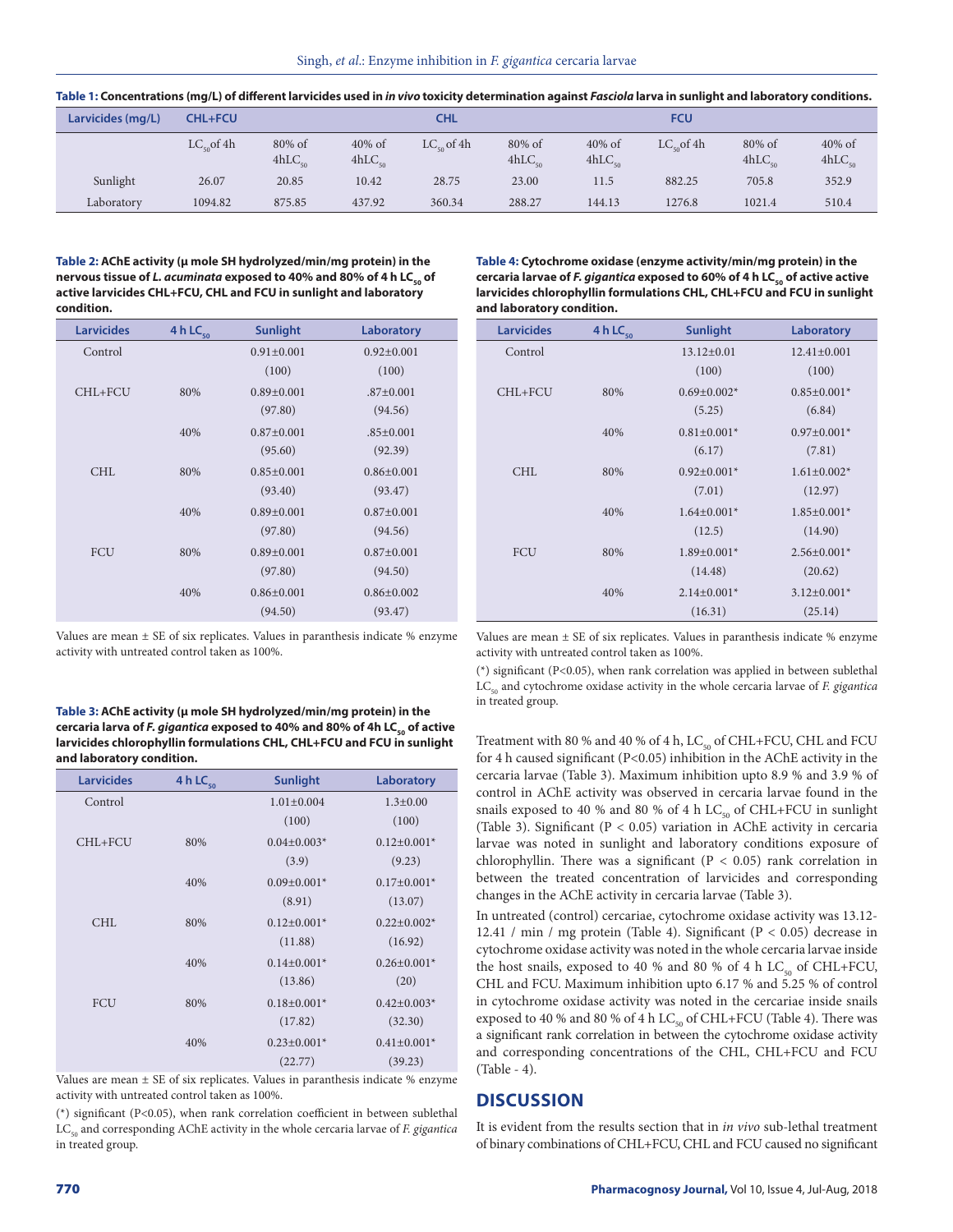**Table 1: Concentrations (mg/L) of different larvicides used in *in vivo* toxicity determination against *Fasciola* larva in sunlight and laboratory conditions.**

| Larvicides (mg/L) | CHL+FCU | | | CHL | | | FCU | | |
|---|---|---|---|---|---|---|---|---|---|
| | $LC_{50}$ of 4h | 80% of $4hLC_{50}$ | 40% of $4hLC_{50}$ | $LC_{50}$ of 4h | 80% of $4hLC_{50}$ | 40% of $4hLC_{50}$ | $LC_{50}$ of 4h | 80% of $4hLC_{50}$ | 40% of $4hLC_{50}$ |
| Sunlight | 26.07 | 20.85 | 10.42 | 28.75 | 23.00 | 11.5 | 882.25 | 705.8 | 352.9 |
| Laboratory | 1094.82 | 875.85 | 437.92 | 360.34 | 288.27 | 144.13 | 1276.8 | 1021.4 | 510.4 |

**Table 2: AChE activity (µ mole SH hydrolyzed/min/mg protein) in the nervous tissue of *L. acuminata* exposed to 40% and 80% of 4 h $LC_{50}$ of active larvicides CHL+FCU, CHL and FCU in sunlight and laboratory condition.**

| Larvicides | 4 h $LC_{50}$ | Sunlight | Laboratory |
|---|---|---|---|
| Control | | 0.91±0.001 (100) | 0.92±0.001 (100) |
| CHL+FCU | 80% | 0.89±0.001 (97.80) | .87±0.001 (94.56) |
| | 40% | 0.87±0.001 (95.60) | .85±0.001 (92.39) |
| CHL | 80% | 0.85±0.001 (93.40) | 0.86±0.001 (93.47) |
| | 40% | 0.89±0.001 (97.80) | 0.87±0.001 (94.56) |
| FCU | 80% | 0.89±0.001 (97.80) | 0.87±0.001 (94.50) |
| | 40% | 0.86±0.001 (94.50) | 0.86±0.002 (93.47) |

Values are mean ± SE of six replicates. Values in paranthesis indicate % enzyme activity with untreated control taken as 100%.

**Table 3: AChE activity (µ mole SH hydrolyzed/min/mg protein) in the cercaria larva of *F. gigantica* exposed to 40% and 80% of 4h $LC_{50}$ of active larvicides chlorophyllin formulations CHL, CHL+FCU and FCU in sunlight and laboratory condition.**

| Larvicides | 4 h $LC_{50}$ | Sunlight | Laboratory |
|---|---|---|---|
| Control | | 1.01±0.004 (100) | 1.3±0.00 (100) |
| CHL+FCU | 80% | 0.04±0.003* (3.9) | 0.12±0.001* (9.23) |
| | 40% | 0.09±0.001* (8.91) | 0.17±0.001* (13.07) |
| CHL | 80% | 0.12±0.001* (11.88) | 0.22±0.002* (16.92) |
| | 40% | 0.14±0.001* (13.86) | 0.26±0.001* (20) |
| FCU | 80% | 0.18±0.001* (17.82) | 0.42±0.003* (32.30) |
| | 40% | 0.23±0.001* (22.77) | 0.41±0.001* (39.23) |

Values are mean ± SE of six replicates. Values in paranthesis indicate % enzyme activity with untreated control taken as 100%.

(*) significant (P<0.05), when rank correlation coefficient in between sublethal $LC_{50}$ and corresponding AChE activity in the whole cercaria larvae of *F. gigantica* in treated group.

**Table 4: Cytochrome oxidase (enzyme activity/min/mg protein) in the cercaria larvae of *F. gigantica* exposed to 60% of 4 h $LC_{50}$ of active active larvicides chlorophyllin formulations CHL, CHL+FCU and FCU in sunlight and laboratory condition.**

| Larvicides | 4 h $LC_{50}$ | Sunlight | Laboratory |
|---|---|---|---|
| Control | | 13.12±0.01 (100) | 12.41±0.001 (100) |
| CHL+FCU | 80% | 0.69±0.002* (5.25) | 0.85±0.001* (6.84) |
| | 40% | 0.81±0.001* (6.17) | 0.97±0.001* (7.81) |
| CHL | 80% | 0.92±0.001* (7.01) | 1.61±0.002* (12.97) |
| | 40% | 1.64±0.001* (12.5) | 1.85±0.001* (14.90) |
| FCU | 80% | 1.89±0.001* (14.48) | 2.56±0.001* (20.62) |
| | 40% | 2.14±0.001* (16.31) | 3.12±0.001* (25.14) |

Values are mean ± SE of six replicates. Values in paranthesis indicate % enzyme activity with untreated control taken as 100%.

(*) significant (P<0.05), when rank correlation was applied in between sublethal $LC_{50}$ and cytochrome oxidase activity in the whole cercaria larvae of *F. gigantica* in treated group.

Treatment with 80 % and 40 % of 4 h, $LC_{50}$ of CHL+FCU, CHL and FCU for 4 h caused significant (P<0.05) inhibition in the AChE activity in the cercaria larvae (Table 3). Maximum inhibition upto 8.9 % and 3.9 % of control in AChE activity was observed in cercaria larvae found in the snails exposed to 40 % and 80 % of 4 h $LC_{50}$ of CHL+FCU in sunlight (Table 3). Significant (P < 0.05) variation in AChE activity in cercaria larvae was noted in sunlight and laboratory conditions exposure of chlorophyllin. There was a significant (P < 0.05) rank correlation in between the treated concentration of larvicides and corresponding changes in the AChE activity in cercaria larvae (Table 3).

In untreated (control) cercariae, cytochrome oxidase activity was 13.12-12.41 / min / mg protein (Table 4). Significant (P < 0.05) decrease in cytochrome oxidase activity was noted in the whole cercaria larvae inside the host snails, exposed to 40 % and 80 % of 4 h $LC_{50}$ of CHL+FCU, CHL and FCU. Maximum inhibition upto 6.17 % and 5.25 % of control in cytochrome oxidase activity was noted in the cercariae inside snails exposed to 40 % and 80 % of 4 h $LC_{50}$ of CHL+FCU (Table 4). There was a significant rank correlation in between the cytochrome oxidase activity and corresponding concentrations of the CHL, CHL+FCU and FCU (Table - 4).

## DISCUSSION

It is evident from the results section that in *in vivo* sub-lethal treatment of binary combinations of CHL+FCU, CHL and FCU caused no significant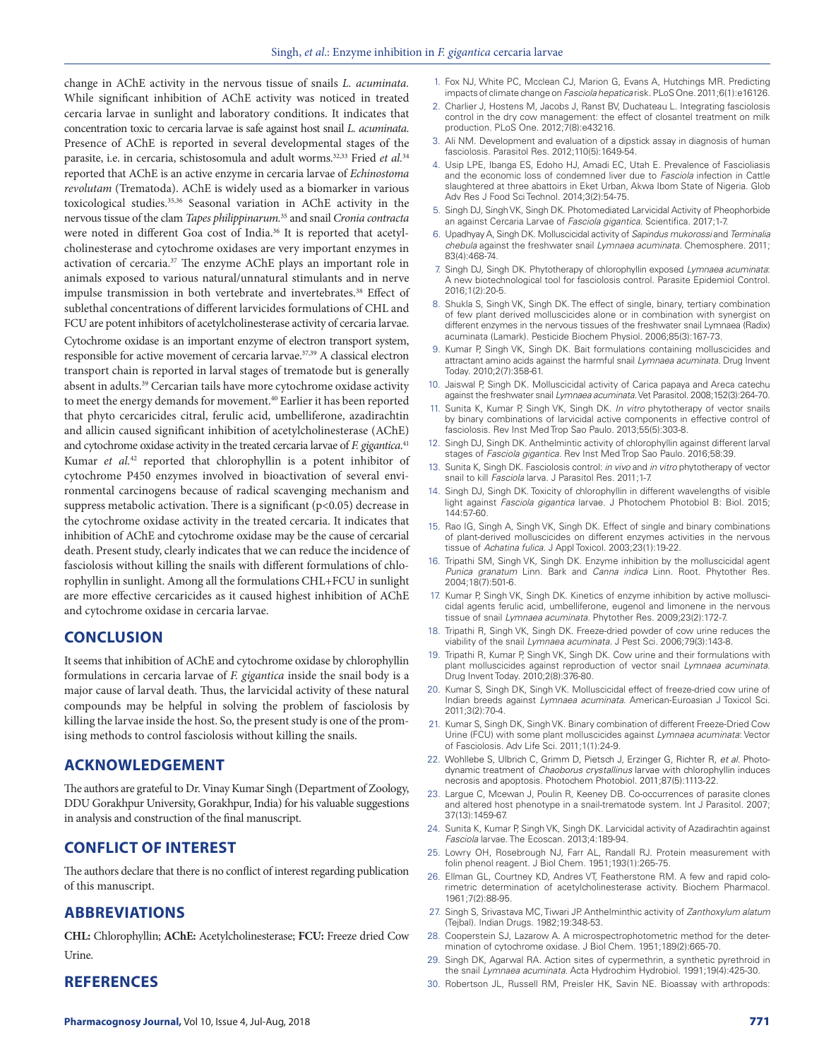change in AChE activity in the nervous tissue of snails *L. acuminata*. While significant inhibition of AChE activity was noticed in treated cercaria larvae in sunlight and laboratory conditions. It indicates that concentration toxic to cercaria larvae is safe against host snail *L. acuminata*. Presence of AChE is reported in several developmental stages of the parasite, i.e. in cercaria, schistosomula and adult worms.[32,33] Fried *et al.*[34] reported that AChE is an active enzyme in cercaria larvae of *Echinostoma revolutam* (Trematoda). AChE is widely used as a biomarker in various toxicological studies.[35,36] Seasonal variation in AChE activity in the nervous tissue of the clam *Tapes philippinarum*.[35] and snail *Cronia contracta* were noted in different Goa cost of India.[36] It is reported that acetylcholinesterase and cytochrome oxidases are very important enzymes in activation of cercaria.[37] The enzyme AChE plays an important role in animals exposed to various natural/unnatural stimulants and in nerve impulse transmission in both vertebrate and invertebrates.[38] Effect of sublethal concentrations of different larvicides formulations of CHL and FCU are potent inhibitors of acetylcholinesterase activity of cercaria larvae.

Cytochrome oxidase is an important enzyme of electron transport system, responsible for active movement of cercaria larvae.[37,39] A classical electron transport chain is reported in larval stages of trematode but is generally absent in adults.[39] Cercarian tails have more cytochrome oxidase activity to meet the energy demands for movement.[40] Earlier it has been reported that phyto cercaricides citral, ferulic acid, umbelliferone, azadirachtin and allicin caused significant inhibition of acetylcholinesterase (AChE) and cytochrome oxidase activity in the treated cercaria larvae of *F. gigantica*.[41] Kumar *et al.*[42] reported that chlorophyllin is a potent inhibitor of cytochrome P450 enzymes involved in bioactivation of several environmental carcinogens because of radical scavenging mechanism and suppress metabolic activation. There is a significant ($p<0.05$) decrease in the cytochrome oxidase activity in the treated cercaria. It indicates that inhibition of AChE and cytochrome oxidase may be the cause of cercarial death. Present study, clearly indicates that we can reduce the incidence of fasciolosis without killing the snails with different formulations of chlorophyllin in sunlight. Among all the formulations CHL+FCU in sunlight are more effective cercaricides as it caused highest inhibition of AChE and cytochrome oxidase in cercaria larvae.

## CONCLUSION

It seems that inhibition of AChE and cytochrome oxidase by chlorophyllin formulations in cercaria larvae of *F. gigantica* inside the snail body is a major cause of larval death. Thus, the larvicidal activity of these natural compounds may be helpful in solving the problem of fasciolosis by killing the larvae inside the host. So, the present study is one of the promising methods to control fasciolosis without killing the snails.

## ACKNOWLEDGEMENT

The authors are grateful to Dr. Vinay Kumar Singh (Department of Zoology, DDU Gorakhpur University, Gorakhpur, India) for his valuable suggestions in analysis and construction of the final manuscript.

## CONFLICT OF INTEREST

The authors declare that there is no conflict of interest regarding publication of this manuscript.

## ABBREVIATIONS

**CHL:** Chlorophyllin; **AChE:** Acetylcholinesterase; **FCU:** Freeze dried Cow Urine.

## REFERENCES

1. Fox NJ, White PC, Mcclean CJ, Marion G, Evans A, Hutchings MR. Predicting impacts of climate change on *Fasciola hepatica* risk. PLoS One. 2011;6(1):e16126.
2. Charlier J, Hostens M, Jacobs J, Ranst BV, Duchateau L. Integrating fasciolosis control in the dry cow management: the effect of closantel treatment on milk production. PLoS One. 2012;7(8):e43216.
3. Ali NM. Development and evaluation of a dipstick assay in diagnosis of human fasciolosis. Parasitol Res. 2012;110(5):1649-54.
4. Usip LPE, Ibanga ES, Edoho HJ, Amadi EC, Utah E. Prevalence of Fascioliasis and the economic loss of condemned liver due to *Fasciola* infection in Cattle slaughtered at three abattoirs in Eket Urban, Akwa Ibom State of Nigeria. Glob Adv Res J Food Sci Technol. 2014;3(2):54-75.
5. Singh DJ, Singh VK, Singh DK. Photomediated Larvicidal Activity of Pheophorbide an against Cercaria Larvae of *Fasciola gigantica*. Scientifica. 2017;1-7.
6. Upadhyay A, Singh DK. Molluscicidal activity of *Sapindus mukorossi* and *Terminalia chebula* against the freshwater snail *Lymnaea acuminata*. Chemosphere. 2011; 83(4):468-74.
7. Singh DJ, Singh DK. Phytotherapy of chlorophyllin exposed *Lymnaea acuminata*: A new biotechnological tool for fasciolosis control. Parasite Epidemiol Control. 2016;1(2):20-5.
8. Shukla S, Singh VK, Singh DK. The effect of single, binary, tertiary combination of few plant derived molluscicides alone or in combination with synergist on different enzymes in the nervous tissues of the freshwater snail Lymnaea (Radix) acuminata (Lamark). Pesticide Biochem Physiol. 2006;85(3):167-73.
9. Kumar P, Singh VK, Singh DK. Bait formulations containing molluscicides and attractant amino acids against the harmful snail *Lymnaea acuminata*. Drug Invent Today. 2010;2(7):358-61.
10. Jaiswal P, Singh DK. Molluscicidal activity of Carica papaya and Areca catechu against the freshwater snail *Lymnaea acuminata*. Vet Parasitol. 2008;152(3):264-70.
11. Sunita K, Kumar P, Singh VK, Singh DK. *In vitro* phytotherapy of vector snails by binary combinations of larvicidal active components in effective control of fasciolosis. Rev Inst Med Trop Sao Paulo. 2013;55(5):303-8.
12. Singh DJ, Singh DK. Anthelmintic activity of chlorophyllin against different larval stages of *Fasciola gigantica*. Rev Inst Med Trop Sao Paulo. 2016;58:39.
13. Sunita K, Singh DK. Fasciolosis control: *in vivo* and *in vitro* phytotherapy of vector snail to kill *Fasciola* larva. J Parasitol Res. 2011;1-7.
14. Singh DJ, Singh DK. Toxicity of chlorophyllin in different wavelengths of visible light against *Fasciola gigantica* larvae. J Photochem Photobiol B: Biol. 2015; 144:57-60.
15. Rao IG, Singh A, Singh VK, Singh DK. Effect of single and binary combinations of plant-derived molluscicides on different enzymes activities in the nervous tissue of *Achatina fulica*. J Appl Toxicol. 2003;23(1):19-22.
16. Tripathi SM, Singh VK, Singh DK. Enzyme inhibition by the molluscicidal agent *Punica granatum* Linn. Bark and *Canna indica* Linn. Root. Phytother Res. 2004;18(7):501-6.
17. Kumar P, Singh VK, Singh DK. Kinetics of enzyme inhibition by active molluscicidal agents ferulic acid, umbelliferone, eugenol and limonene in the nervous tissue of snail *Lymnaea acuminata*. Phytother Res. 2009;23(2):172-7.
18. Tripathi R, Singh VK, Singh DK. Freeze-dried powder of cow urine reduces the viability of the snail *Lymnaea acuminata*. J Pest Sci. 2006;79(3):143-8.
19. Tripathi R, Kumar P, Singh VK, Singh DK. Cow urine and their formulations with plant molluscicides against reproduction of vector snail *Lymnaea acuminata*. Drug Invent Today. 2010;2(8):376-80.
20. Kumar S, Singh DK, Singh VK. Molluscicidal effect of freeze-dried cow urine of Indian breeds against *Lymnaea acuminata*. American-Euroasian J Toxicol Sci. 2011;3(2):70-4.
21. Kumar S, Singh DK, Singh VK. Binary combination of different Freeze-Dried Cow Urine (FCU) with some plant molluscicides against *Lymnaea acuminata*: Vector of Fasciolosis. Adv Life Sci. 2011;1(1):24-9.
22. Wohllebe S, Ulbrich C, Grimm D, Pietsch J, Erzinger G, Richter R, *et al.* Photodynamic treatment of *Chaoborus crystallinus* larvae with chlorophyllin induces necrosis and apoptosis. Photochem Photobiol. 2011;87(5):1113-22.
23. Largue C, Mcewan J, Poulin R, Keeney DB. Co-occurrences of parasite clones and altered host phenotype in a snail-trematode system. Int J Parasitol. 2007; 37(13):1459-67.
24. Sunita K, Kumar P, Singh VK, Singh DK. Larvicidal activity of Azadirachtin against *Fasciola* larvae. The Ecoscan. 2013;4:189-94.
25. Lowry OH, Rosebrough NJ, Farr AL, Randall RJ. Protein measurement with folin phenol reagent. J Biol Chem. 1951;193(1):265-75.
26. Ellman GL, Courtney KD, Andres VT, Featherstone RM. A few and rapid colorimetric determination of acetylcholinesterase activity. Biochem Pharmacol. 1961;7(2):88-95.
27. Singh S, Srivastava MC, Tiwari JP. Anthelminthic activity of *Zanthoxylum alatum* (Tejbal). Indian Drugs. 1982;19:348-53.
28. Cooperstein SJ, Lazarow A. A microspectrophotometric method for the determination of cytochrome oxidase. J Biol Chem. 1951;189(2):665-70.
29. Singh DK, Agarwal RA. Action sites of cypermethrin, a synthetic pyrethroid in the snail *Lymnaea acuminata*. Acta Hydrochim Hydrobiol. 1991;19(4):425-30.
30. Robertson JL, Russell RM, Preisler HK, Savin NE. Bioassay with arthropods: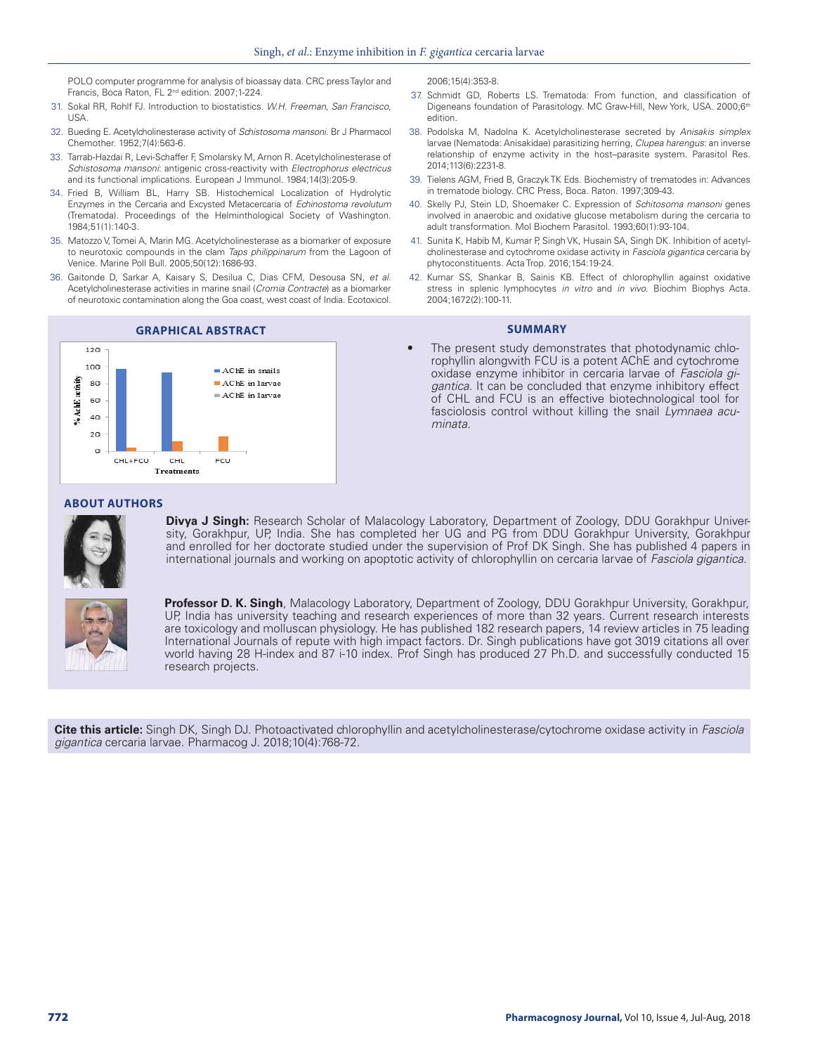POLO computer programme for analysis of bioassay data. CRC press Taylor and Francis, Boca Raton, FL 2nd edition. 2007;1-224.

31. Sokal RR, Rohlf FJ. Introduction to biostatistics. *W.H. Freeman, San Francisco*, USA.
32. Bueding E. Acetylcholinesterase activity of *Schistosoma mansoni*. Br J Pharmacol Chemother. 1952;7(4):563-6.
33. Tarrab-Hazdai R, Levi-Schaffer F, Smolarsky M, Arnon R. Acetylcholinesterase of *Schistosoma mansoni*: antigenic cross-reactivity with *Electrophorus electricus* and its functional implications. European J Immunol. 1984;14(3):205-9.
34. Fried B, William BL, Harry SB. Histochemical Localization of Hydrolytic Enzymes in the Cercaria and Excysted Metacercaria of *Echinostoma revolutum* (Trematoda). Proceedings of the Helminthological Society of Washington. 1984;51(1):140-3.
35. Matozzo V, Tomei A, Marin MG. Acetylcholinesterase as a biomarker of exposure to neurotoxic compounds in the clam *Taps philippinarum* from the Lagoon of Venice. Marine Poll Bull. 2005;50(12):1686-93.
36. Gaitonde D, Sarkar A, Kaisary S, Desilua C, Dias CFM, Desousa SN, *et al.* Acetylcholinesterase activities in marine snail (*Cromia Contracte*) as a biomarker of neurotoxic contamination along the Goa coast, west coast of India. Ecotoxicol. 2006;15(4):353-8.
37. Schmidt GD, Roberts LS. Trematoda: From function, and classification of Digeneans foundation of Parasitology. MC Graw-Hill, New York, USA. 2000;6th edition.
38. Podolska M, Nadolna K. Acetylcholinesterase secreted by *Anisakis simplex* larvae (Nematoda: Anisakidae) parasitizing herring, *Clupea harengus*: an inverse relationship of enzyme activity in the host–parasite system. Parasitol Res. 2014;113(6):2231-8.
39. Tielens AGM, Fried B, Graczyk TK Eds. Biochemistry of trematodes in: Advances in trematode biology. CRC Press, Boca. Raton. 1997;309-43.
40. Skelly PJ, Stein LD, Shoemaker C. Expression of *Schitosoma mansoni* genes involved in anaerobic and oxidative glucose metabolism during the cercaria to adult transformation. Mol Biochem Parasitol. 1993;60(1):93-104.
41. Sunita K, Habib M, Kumar P, Singh VK, Husain SA, Singh DK. Inhibition of acetylcholinesterase and cytochrome oxidase activity in *Fasciola gigantica* cercaria by phytoconstituents. Acta Trop. 2016;154:19-24.
42. Kumar SS, Shankar B, Sainis KB. Effect of chlorophyllin against oxidative stress in splenic lymphocytes *in vitro* and *in vivo*. Biochim Biophys Acta. 2004;1672(2):100-11.

## GRAPHICAL ABSTRACT

120
100
80
60
40
20
0
% AchE activity
AChE in snails
AChE in larvae
AChE in larvae
CHL+FCU
CHL
FCU
Treatments

## SUMMARY

- The present study demonstrates that photodynamic chlorophyllin alongwith FCU is a potent AChE and cytochrome oxidase enzyme inhibitor in cercaria larvae of *Fasciola gigantica*. It can be concluded that enzyme inhibitory effect of CHL and FCU is an effective biotechnological tool for fasciolosis control without killing the snail *Lymnaea acuminata*.

## ABOUT AUTHORS

**Divya J Singh:** Research Scholar of Malacology Laboratory, Department of Zoology, DDU Gorakhpur University, Gorakhpur, UP, India. She has completed her UG and PG from DDU Gorakhpur University, Gorakhpur and enrolled for her doctorate studied under the supervision of Prof DK Singh. She has published 4 papers in international journals and working on apoptotic activity of chlorophyllin on cercaria larvae of *Fasciola gigantica*.

**Professor D. K. Singh**, Malacology Laboratory, Department of Zoology, DDU Gorakhpur University, Gorakhpur, UP, India has university teaching and research experiences of more than 32 years. Current research interests are toxicology and molluscan physiology. He has published 182 research papers, 14 review articles in 75 leading International Journals of repute with high impact factors. Dr. Singh publications have got 3019 citations all over world having 28 H-index and 87 i-10 index. Prof Singh has produced 27 Ph.D. and successfully conducted 15 research projects.

**Cite this article:** Singh DK, Singh DJ. Photoactivated chlorophyllin and acetylcholinesterase/cytochrome oxidase activity in *Fasciola gigantica* cercaria larvae. Pharmacog J. 2018;10(4):768-72.